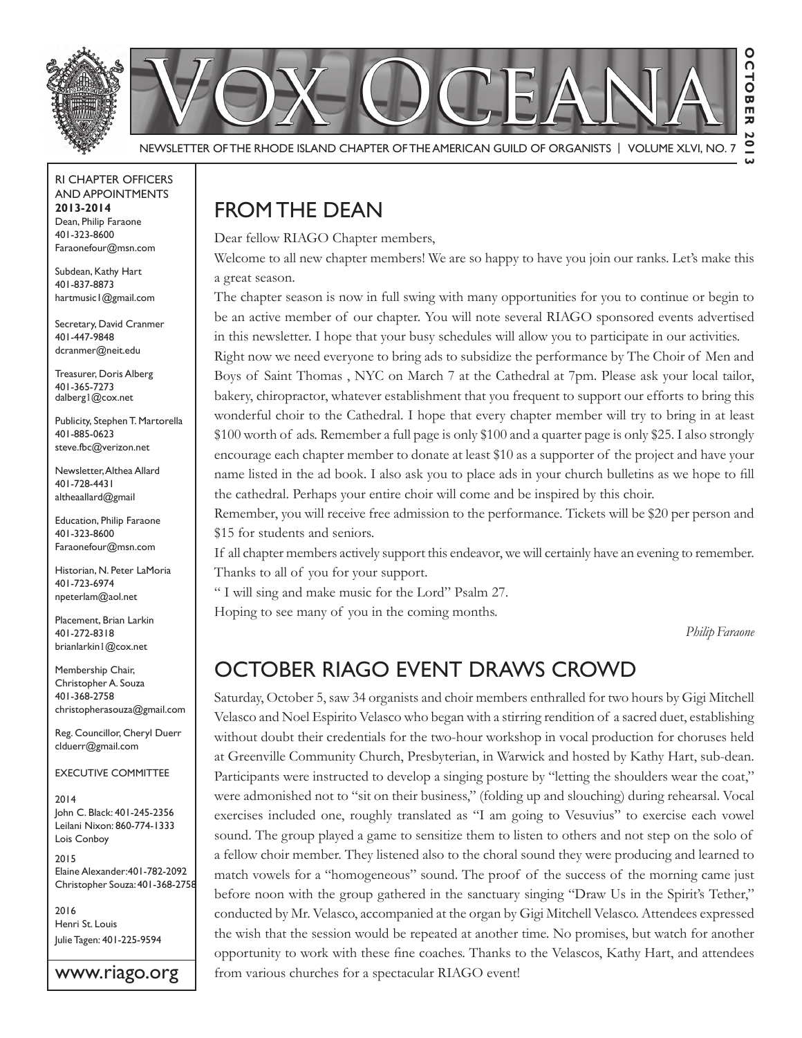# VOX OCEANA

NEWSLETTER OF THE RHODE ISLAND CHAPTER OF THE AMERICAN GUILD OF ORGANISTS | VOLUME XLVI, NO. 7

OCTOBER 2013

RI CHAPTER OFFICERS AND APPOINTMENTS
**2013-2014**

Dean, Philip Faraone
401-323-8600
Faraonefour@msn.com

Subdean, Kathy Hart
401-837-8873
hartmusic1@gmail.com

Secretary, David Cranmer
401-447-9848
dcranmer@neit.edu

Treasurer, Doris Alberg
401-365-7273
dalberg1@cox.net

Publicity, Stephen T. Martorella
401-885-0623
steve.fbc@verizon.net

Newsletter, Althea Allard
401-728-4431
altheaallard@gmail

Education, Philip Faraone
401-323-8600
Faraonefour@msn.com

Historian, N. Peter LaMoria
401-723-6974
npeterlam@aol.net

Placement, Brian Larkin
401-272-8318
brianlarkin1@cox.net

Membership Chair, Christopher A. Souza
401-368-2758
christopherasouza@gmail.com

Reg. Councillor, Cheryl Duerr
clduerr@gmail.com

EXECUTIVE COMMITTEE

2014
John C. Black: 401-245-2356
Leilani Nixon: 860-774-1333
Lois Conboy

2015
Elaine Alexander: 401-782-2092
Christopher Souza: 401-368-2758

2016
Henri St. Louis
Julie Tagen: 401-225-9594

www.riago.org

## FROM THE DEAN

Dear fellow RIAGO Chapter members,

Welcome to all new chapter members! We are so happy to have you join our ranks. Let's make this a great season.

The chapter season is now in full swing with many opportunities for you to continue or begin to be an active member of our chapter. You will note several RIAGO sponsored events advertised in this newsletter. I hope that your busy schedules will allow you to participate in our activities.

Right now we need everyone to bring ads to subsidize the performance by The Choir of Men and Boys of Saint Thomas , NYC on March 7 at the Cathedral at 7pm. Please ask your local tailor, bakery, chiropractor, whatever establishment that you frequent to support our efforts to bring this wonderful choir to the Cathedral. I hope that every chapter member will try to bring in at least $100 worth of ads. Remember a full page is only $100 and a quarter page is only $25. I also strongly encourage each chapter member to donate at least $10 as a supporter of the project and have your name listed in the ad book. I also ask you to place ads in your church bulletins as we hope to fill the cathedral. Perhaps your entire choir will come and be inspired by this choir.

Remember, you will receive free admission to the performance. Tickets will be $20 per person and $15 for students and seniors.

If all chapter members actively support this endeavor, we will certainly have an evening to remember. Thanks to all of you for your support.

" I will sing and make music for the Lord" Psalm 27.

Hoping to see many of you in the coming months.

*Philip Faraone*

## OCTOBER RIAGO EVENT DRAWS CROWD

Saturday, October 5, saw 34 organists and choir members enthralled for two hours by Gigi Mitchell Velasco and Noel Espirito Velasco who began with a stirring rendition of a sacred duet, establishing without doubt their credentials for the two-hour workshop in vocal production for choruses held at Greenville Community Church, Presbyterian, in Warwick and hosted by Kathy Hart, sub-dean. Participants were instructed to develop a singing posture by "letting the shoulders wear the coat," were admonished not to "sit on their business," (folding up and slouching) during rehearsal. Vocal exercises included one, roughly translated as "I am going to Vesuvius" to exercise each vowel sound. The group played a game to sensitize them to listen to others and not step on the solo of a fellow choir member. They listened also to the choral sound they were producing and learned to match vowels for a "homogeneous" sound. The proof of the success of the morning came just before noon with the group gathered in the sanctuary singing "Draw Us in the Spirit's Tether," conducted by Mr. Velasco, accompanied at the organ by Gigi Mitchell Velasco. Attendees expressed the wish that the session would be repeated at another time. No promises, but watch for another opportunity to work with these fine coaches. Thanks to the Velascos, Kathy Hart, and attendees from various churches for a spectacular RIAGO event!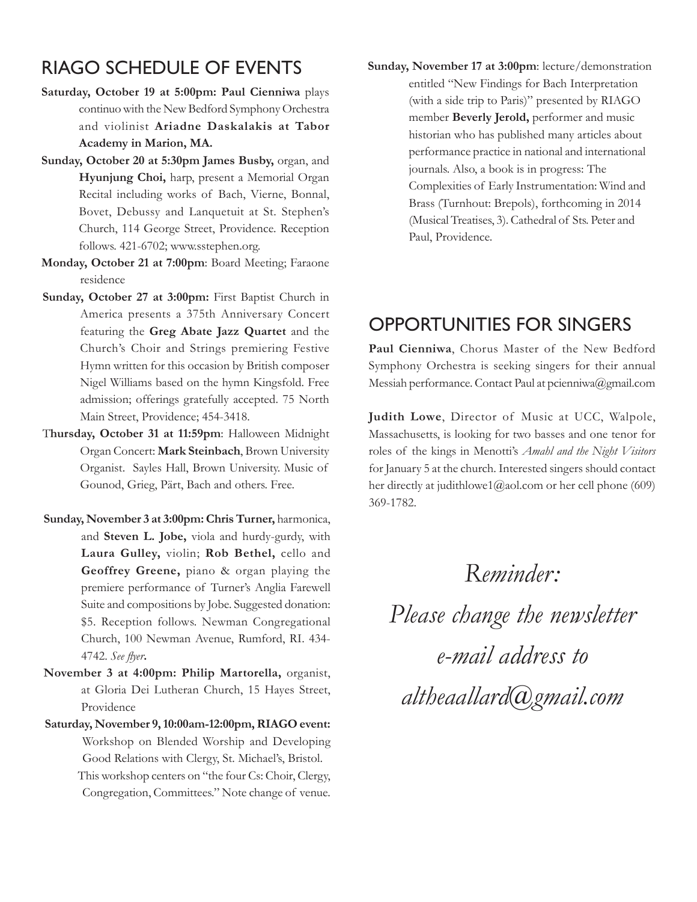## RIAGO SCHEDULE OF EVENTS

**Saturday, October 19 at 5:00pm: Paul Cienniwa** plays continuo with the New Bedford Symphony Orchestra and violinist **Ariadne Daskalakis at Tabor Academy in Marion, MA.**

**Sunday, October 20 at 5:30pm James Busby,** organ, and **Hyunjung Choi,** harp, present a Memorial Organ Recital including works of Bach, Vierne, Bonnal, Bovet, Debussy and Lanquetuit at St. Stephen's Church, 114 George Street, Providence. Reception follows. 421-6702; www.sstephen.org.

**Monday, October 21 at 7:00pm**: Board Meeting; Faraone residence

**Sunday, October 27 at 3:00pm:** First Baptist Church in America presents a 375th Anniversary Concert featuring the **Greg Abate Jazz Quartet** and the Church's Choir and Strings premiering Festive Hymn written for this occasion by British composer Nigel Williams based on the hymn Kingsfold. Free admission; offerings gratefully accepted. 75 North Main Street, Providence; 454-3418.

T**hursday, October 31 at 11:59pm**: Halloween Midnight Organ Concert: **Mark Steinbach**, Brown University Organist. Sayles Hall, Brown University. Music of Gounod, Grieg, Pärt, Bach and others. Free.

**Sunday, November 3 at 3:00pm: Chris Turner,** harmonica, and **Steven L. Jobe,** viola and hurdy-gurdy, with **Laura Gulley,** violin; **Rob Bethel,** cello and **Geoffrey Greene,** piano & organ playing the premiere performance of Turner's Anglia Farewell Suite and compositions by Jobe. Suggested donation: $5. Reception follows. Newman Congregational Church, 100 Newman Avenue, Rumford, RI. 434-4742. *See flyer*.

**November 3 at 4:00pm: Philip Martorella,** organist, at Gloria Dei Lutheran Church, 15 Hayes Street, Providence

**Saturday, November 9, 10:00am-12:00pm, RIAGO event:** Workshop on Blended Worship and Developing Good Relations with Clergy, St. Michael's, Bristol. This workshop centers on "the four Cs: Choir, Clergy, Congregation, Committees." Note change of venue.

**Sunday, November 17 at 3:00pm**: lecture/demonstration entitled "New Findings for Bach Interpretation (with a side trip to Paris)" presented by RIAGO member **Beverly Jerold,** performer and music historian who has published many articles about performance practice in national and international journals. Also, a book is in progress: The Complexities of Early Instrumentation: Wind and Brass (Turnhout: Brepols), forthcoming in 2014 (Musical Treatises, 3). Cathedral of Sts. Peter and Paul, Providence.

## OPPORTUNITIES FOR SINGERS

**Paul Cienniwa**, Chorus Master of the New Bedford Symphony Orchestra is seeking singers for their annual Messiah performance. Contact Paul at pcienniwa@gmail.com

**Judith Lowe**, Director of Music at UCC, Walpole, Massachusetts, is looking for two basses and one tenor for roles of the kings in Menotti's *Amahl and the Night Visitors* for January 5 at the church. Interested singers should contact her directly at judithlowe1@aol.com or her cell phone (609) 369-1782.

*Reminder:*

*Please change the newsletter e-mail address to altheaallard@gmail.com*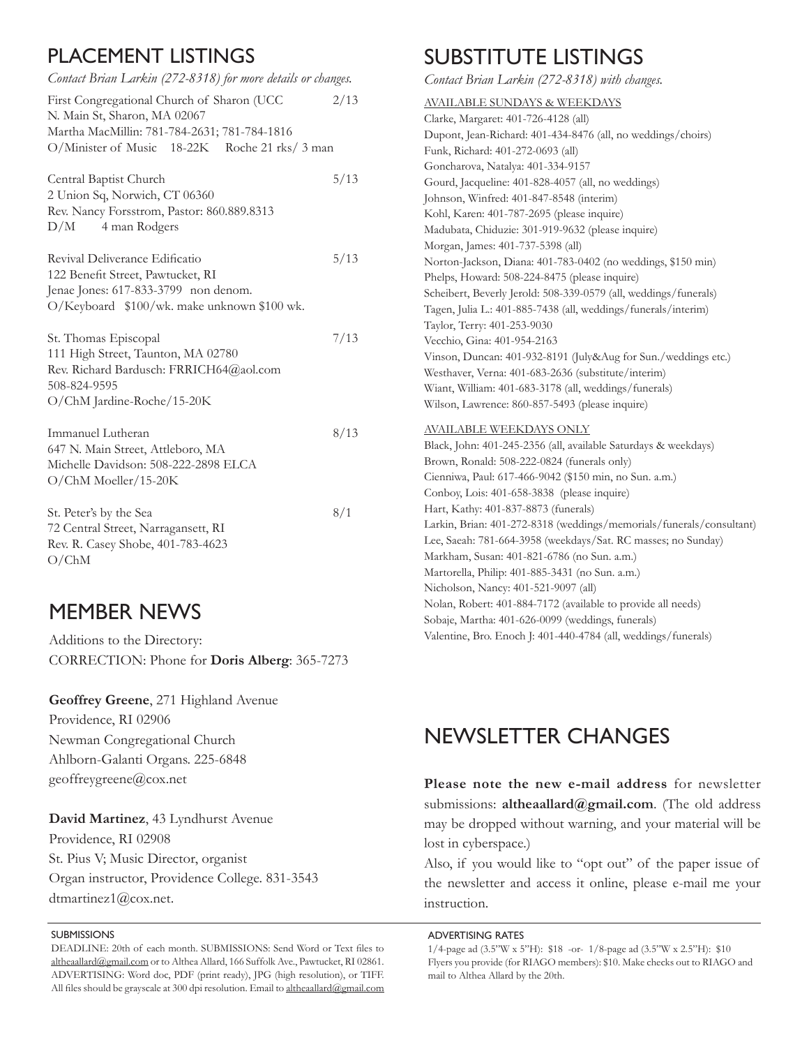## PLACEMENT LISTINGS

*Contact Brian Larkin (272-8318) for more details or changes.*

First Congregational Church of Sharon (UCC 2/13
N. Main St, Sharon, MA 02067
Martha MacMillin: 781-784-2631; 781-784-1816
O/Minister of Music 18-22K Roche 21 rks/ 3 man

Central Baptist Church 5/13
2 Union Sq, Norwich, CT 06360
Rev. Nancy Forsstrom, Pastor: 860.889.8313
D/M 4 man Rodgers

Revival Deliverance Edificatio 5/13
122 Benefit Street, Pawtucket, RI
Jenae Jones: 617-833-3799 non denom.
O/Keyboard $100/wk. make unknown $100 wk.

St. Thomas Episcopal 7/13
111 High Street, Taunton, MA 02780
Rev. Richard Bardusch: FRRICH64@aol.com
508-824-9595
O/ChM Jardine-Roche/15-20K

Immanuel Lutheran 8/13
647 N. Main Street, Attleboro, MA
Michelle Davidson: 508-222-2898 ELCA
O/ChM Moeller/15-20K

St. Peter's by the Sea 8/1
72 Central Street, Narragansett, RI
Rev. R. Casey Shobe, 401-783-4623
O/ChM

## MEMBER NEWS

Additions to the Directory:
CORRECTION: Phone for **Doris Alberg**: 365-7273

**Geoffrey Greene**, 271 Highland Avenue
Providence, RI 02906
Newman Congregational Church
Ahlborn-Galanti Organs. 225-6848
geoffreygreene@cox.net

**David Martinez**, 43 Lyndhurst Avenue
Providence, RI 02908
St. Pius V; Music Director, organist
Organ instructor, Providence College. 831-3543
dtmartinez1@cox.net.

## SUBSTITUTE LISTINGS

*Contact Brian Larkin (272-8318) with changes.*

AVAILABLE SUNDAYS & WEEKDAYS

Clarke, Margaret: 401-726-4128 (all)
Dupont, Jean-Richard: 401-434-8476 (all, no weddings/choirs)
Funk, Richard: 401-272-0693 (all)
Goncharova, Natalya: 401-334-9157
Gourd, Jacqueline: 401-828-4057 (all, no weddings)
Johnson, Winfred: 401-847-8548 (interim)
Kohl, Karen: 401-787-2695 (please inquire)
Madubata, Chiduzie: 301-919-9632 (please inquire)
Morgan, James: 401-737-5398 (all)
Norton-Jackson, Diana: 401-783-0402 (no weddings, $150 min)
Phelps, Howard: 508-224-8475 (please inquire)
Scheibert, Beverly Jerold: 508-339-0579 (all, weddings/funerals)
Tagen, Julia L.: 401-885-7438 (all, weddings/funerals/interim)
Taylor, Terry: 401-253-9030
Vecchio, Gina: 401-954-2163
Vinson, Duncan: 401-932-8191 (July&Aug for Sun./weddings etc.)
Westhaver, Verna: 401-683-2636 (substitute/interim)
Wiant, William: 401-683-3178 (all, weddings/funerals)
Wilson, Lawrence: 860-857-5493 (please inquire)

AVAILABLE WEEKDAYS ONLY

Black, John: 401-245-2356 (all, available Saturdays & weekdays)
Brown, Ronald: 508-222-0824 (funerals only)
Cienniwa, Paul: 617-466-9042 ($150 min, no Sun. a.m.)
Conboy, Lois: 401-658-3838 (please inquire)
Hart, Kathy: 401-837-8873 (funerals)
Larkin, Brian: 401-272-8318 (weddings/memorials/funerals/consultant)
Lee, Saeah: 781-664-3958 (weekdays/Sat. RC masses; no Sunday)
Markham, Susan: 401-821-6786 (no Sun. a.m.)
Martorella, Philip: 401-885-3431 (no Sun. a.m.)
Nicholson, Nancy: 401-521-9097 (all)
Nolan, Robert: 401-884-7172 (available to provide all needs)
Sobaje, Martha: 401-626-0099 (weddings, funerals)
Valentine, Bro. Enoch J: 401-440-4784 (all, weddings/funerals)

## NEWSLETTER CHANGES

**Please note the new e-mail address** for newsletter submissions: **altheaallard@gmail.com**. (The old address may be dropped without warning, and your material will be lost in cyberspace.)

Also, if you would like to "opt out" of the paper issue of the newsletter and access it online, please e-mail me your instruction.

#### SUBMISSIONS

DEADLINE: 20th of each month. SUBMISSIONS: Send Word or Text files to altheaallard@gmail.com or to Althea Allard, 166 Suffolk Ave., Pawtucket, RI 02861. ADVERTISING: Word doc, PDF (print ready), JPG (high resolution), or TIFF. All files should be grayscale at 300 dpi resolution. Email to altheaallard@gmail.com

#### ADVERTISING RATES

1/4-page ad (3.5"W x 5"H): $18 -or- 1/8-page ad (3.5"W x 2.5"H): $10
Flyers you provide (for RIAGO members): $10. Make checks out to RIAGO and mail to Althea Allard by the 20th.